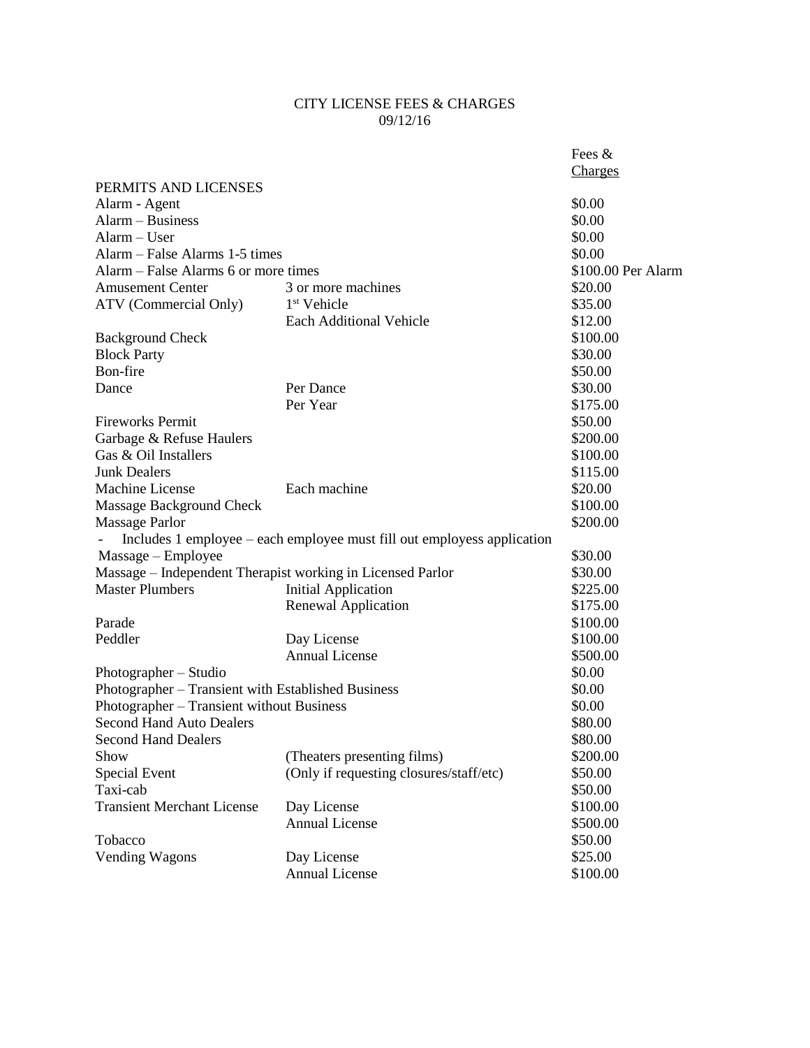# CITY LICENSE FEES & CHARGES
09/12/16

| | | Fees & Charges |
|---|---|---|
| **PERMITS AND LICENSES** | | |
| Alarm - Agent | | $0.00 |
| Alarm – Business | | $0.00 |
| Alarm – User | | $0.00 |
| Alarm – False Alarms 1-5 times | | $0.00 |
| Alarm – False Alarms 6 or more times | | $100.00 Per Alarm |
| Amusement Center | 3 or more machines | $20.00 |
| ATV (Commercial Only) | 1st Vehicle | $35.00 |
| | Each Additional Vehicle | $12.00 |
| Background Check | | $100.00 |
| Block Party | | $30.00 |
| Bon-fire | | $50.00 |
| Dance | Per Dance | $30.00 |
| | Per Year | $175.00 |
| Fireworks Permit | | $50.00 |
| Garbage & Refuse Haulers | | $200.00 |
| Gas & Oil Installers | | $100.00 |
| Junk Dealers | | $115.00 |
| Machine License | Each machine | $20.00 |
| Massage Background Check | | $100.00 |
| Massage Parlor | | $200.00 |
| - Includes 1 employee – each employee must fill out employess application | | |
| Massage – Employee | | $30.00 |
| Massage – Independent Therapist working in Licensed Parlor | | $30.00 |
| Master Plumbers | Initial Application | $225.00 |
| | Renewal Application | $175.00 |
| Parade | | $100.00 |
| Peddler | Day License | $100.00 |
| | Annual License | $500.00 |
| Photographer – Studio | | $0.00 |
| Photographer – Transient with Established Business | | $0.00 |
| Photographer – Transient without Business | | $0.00 |
| Second Hand Auto Dealers | | $80.00 |
| Second Hand Dealers | | $80.00 |
| Show | (Theaters presenting films) | $200.00 |
| Special Event | (Only if requesting closures/staff/etc) | $50.00 |
| Taxi-cab | | $50.00 |
| Transient Merchant License | Day License | $100.00 |
| | Annual License | $500.00 |
| Tobacco | | $50.00 |
| Vending Wagons | Day License | $25.00 |
| | Annual License | $100.00 |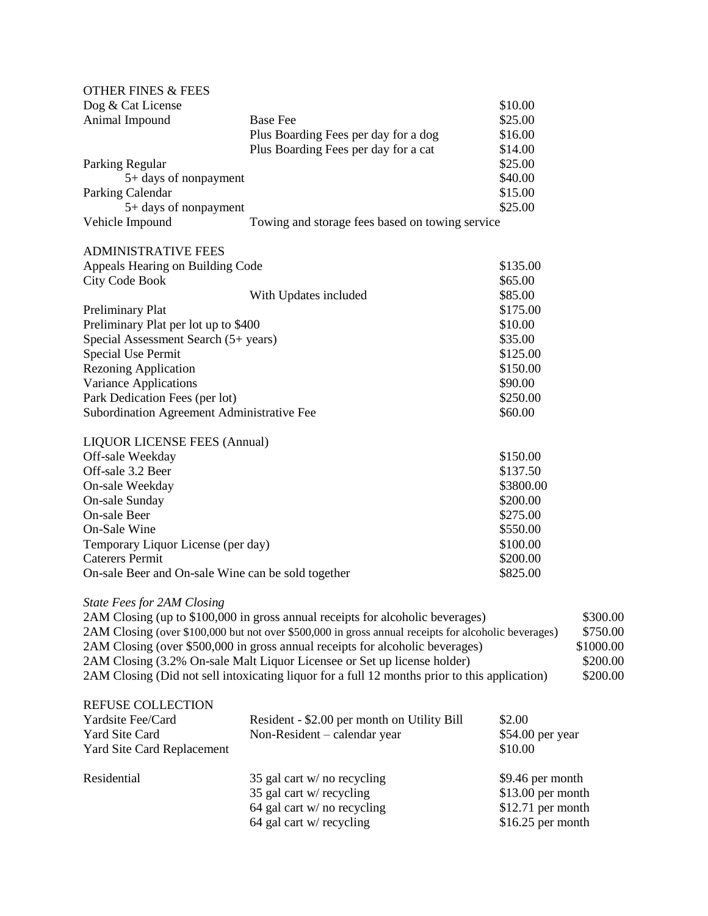## OTHER FINES & FEES

| | | |
|---|---|---|
| Dog & Cat License | | $10.00 |
| Animal Impound | Base Fee | $25.00 |
| | Plus Boarding Fees per day for a dog | $16.00 |
| | Plus Boarding Fees per day for a cat | $14.00 |
| Parking Regular | | $25.00 |
| 5+ days of nonpayment | | $40.00 |
| Parking Calendar | | $15.00 |
| 5+ days of nonpayment | | $25.00 |
| Vehicle Impound | Towing and storage fees based on towing service | |

## ADMINISTRATIVE FEES

| | | |
|---|---|---|
| Appeals Hearing on Building Code | | $135.00 |
| City Code Book | | $65.00 |
| | With Updates included | $85.00 |
| Preliminary Plat | | $175.00 |
| Preliminary Plat per lot up to $400 | | $10.00 |
| Special Assessment Search (5+ years) | | $35.00 |
| Special Use Permit | | $125.00 |
| Rezoning Application | | $150.00 |
| Variance Applications | | $90.00 |
| Park Dedication Fees (per lot) | | $250.00 |
| Subordination Agreement Administrative Fee | | $60.00 |

## LIQUOR LICENSE FEES (Annual)

| | |
|---|---|
| Off-sale Weekday | $150.00 |
| Off-sale 3.2 Beer | $137.50 |
| On-sale Weekday | $3800.00 |
| On-sale Sunday | $200.00 |
| On-sale Beer | $275.00 |
| On-Sale Wine | $550.00 |
| Temporary Liquor License (per day) | $100.00 |
| Caterers Permit | $200.00 |
| On-sale Beer and On-sale Wine can be sold together | $825.00 |

*State Fees for 2AM Closing*

| | |
|---|---|
| 2AM Closing (up to $100,000 in gross annual receipts for alcoholic beverages) | $300.00 |
| 2AM Closing (over $100,000 but not over $500,000 in gross annual receipts for alcoholic beverages) | $750.00 |
| 2AM Closing (over $500,000 in gross annual receipts for alcoholic beverages) | $1000.00 |
| 2AM Closing (3.2% On-sale Malt Liquor Licensee or Set up license holder) | $200.00 |
| 2AM Closing (Did not sell intoxicating liquor for a full 12 months prior to this application) | $200.00 |

## REFUSE COLLECTION

| | | |
|---|---|---|
| Yardsite Fee/Card | Resident - $2.00 per month on Utility Bill | $2.00 |
| Yard Site Card | Non-Resident – calendar year | $54.00 per year |
| Yard Site Card Replacement | | $10.00 |
| Residential | 35 gal cart w/ no recycling | $9.46 per month |
| | 35 gal cart w/ recycling | $13.00 per month |
| | 64 gal cart w/ no recycling | $12.71 per month |
| | 64 gal cart w/ recycling | $16.25 per month |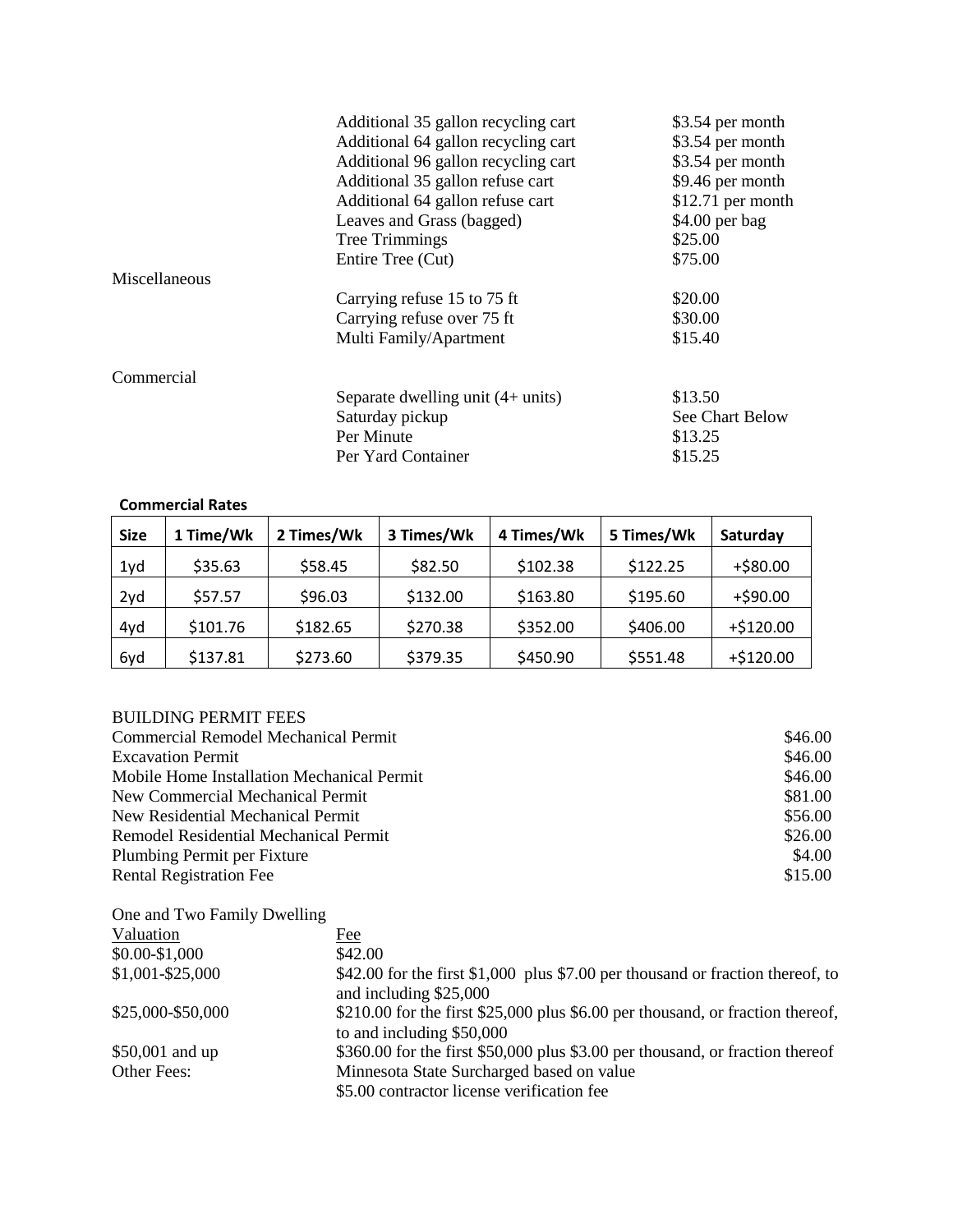| | | |
|---|---|---|
| | Additional 35 gallon recycling cart | $3.54 per month |
| | Additional 64 gallon recycling cart | $3.54 per month |
| | Additional 96 gallon recycling cart | $3.54 per month |
| | Additional 35 gallon refuse cart | $9.46 per month |
| | Additional 64 gallon refuse cart | $12.71 per month |
| | Leaves and Grass (bagged) | $4.00 per bag |
| | Tree Trimmings | $25.00 |
| | Entire Tree (Cut) | $75.00 |
| Miscellaneous | | |
| | Carrying refuse 15 to 75 ft | $20.00 |
| | Carrying refuse over 75 ft | $30.00 |
| | Multi Family/Apartment | $15.40 |
| Commercial | | |
| | Separate dwelling unit (4+ units) | $13.50 |
| | Saturday pickup | See Chart Below |
| | Per Minute | $13.25 |
| | Per Yard Container | $15.25 |

**Commercial Rates**

| Size | 1 Time/Wk | 2 Times/Wk | 3 Times/Wk | 4 Times/Wk | 5 Times/Wk | Saturday |
|---|---|---|---|---|---|---|
| 1yd | $35.63 | $58.45 | $82.50 | $102.38 | $122.25 | +$80.00 |
| 2yd | $57.57 | $96.03 | $132.00 | $163.80 | $195.60 | +$90.00 |
| 4yd | $101.76 | $182.65 | $270.38 | $352.00 | $406.00 | +$120.00 |
| 6yd | $137.81 | $273.60 | $379.35 | $450.90 | $551.48 | +$120.00 |

BUILDING PERMIT FEES

| | |
|---|---|
| Commercial Remodel Mechanical Permit | $46.00 |
| Excavation Permit | $46.00 |
| Mobile Home Installation Mechanical Permit | $46.00 |
| New Commercial Mechanical Permit | $81.00 |
| New Residential Mechanical Permit | $56.00 |
| Remodel Residential Mechanical Permit | $26.00 |
| Plumbing Permit per Fixture | $4.00 |
| Rental Registration Fee | $15.00 |

One and Two Family Dwelling

| Valuation | Fee |
|---|---|
| $0.00-$1,000 | $42.00 |
| $1,001-$25,000 | $42.00 for the first $1,000 plus $7.00 per thousand or fraction thereof, to and including $25,000 |
| $25,000-$50,000 | $210.00 for the first $25,000 plus $6.00 per thousand, or fraction thereof, to and including $50,000 |
| $50,001 and up | $360.00 for the first $50,000 plus $3.00 per thousand, or fraction thereof |
| Other Fees: | Minnesota State Surcharged based on value |
| | $5.00 contractor license verification fee |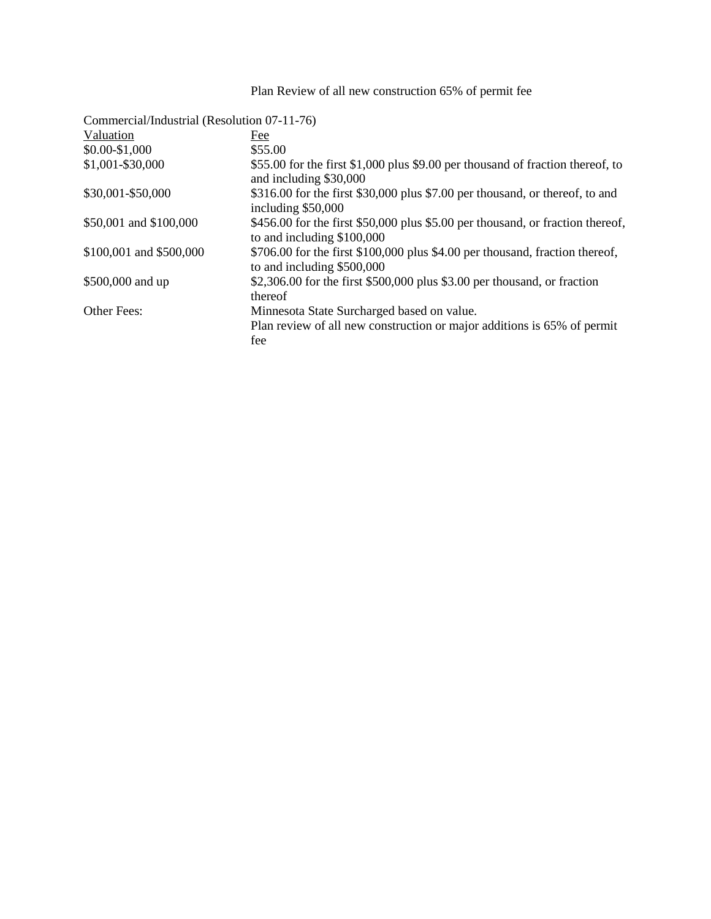Plan Review of all new construction 65% of permit fee

Commercial/Industrial (Resolution 07-11-76)

| Valuation | Fee |
|---|---|
| $0.00-$1,000 | $55.00 |
| $1,001-$30,000 | $55.00 for the first $1,000 plus $9.00 per thousand of fraction thereof, to and including $30,000 |
| $30,001-$50,000 | $316.00 for the first $30,000 plus $7.00 per thousand, or thereof, to and including $50,000 |
| $50,001 and $100,000 | $456.00 for the first $50,000 plus $5.00 per thousand, or fraction thereof, to and including $100,000 |
| $100,001 and $500,000 | $706.00 for the first $100,000 plus $4.00 per thousand, fraction thereof, to and including $500,000 |
| $500,000 and up | $2,306.00 for the first $500,000 plus $3.00 per thousand, or fraction thereof |
| Other Fees: | Minnesota State Surcharged based on value.<br>Plan review of all new construction or major additions is 65% of permit fee |